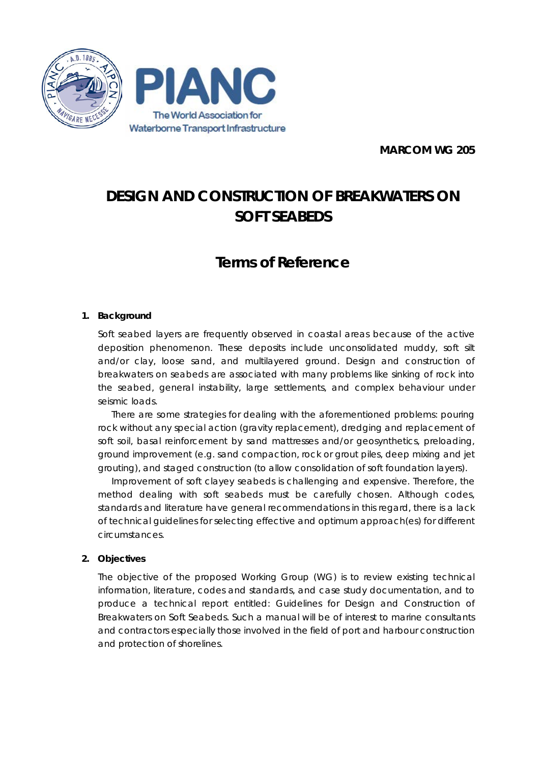PIANC

The World Association for Waterborne Transport Infrastructure

**MARCOM WG 205**

# DESIGN AND CONSTRUCTION OF BREAKWATERS ON SOFT SEABEDS

## Terms of Reference

### 1. Background

Soft seabed layers are frequently observed in coastal areas because of the active deposition phenomenon. These deposits include unconsolidated muddy, soft silt and/or clay, loose sand, and multilayered ground. Design and construction of breakwaters on seabeds are associated with many problems like sinking of rock into the seabed, general instability, large settlements, and complex behaviour under seismic loads.

There are some strategies for dealing with the aforementioned problems: pouring rock without any special action (gravity replacement), dredging and replacement of soft soil, basal reinforcement by sand mattresses and/or geosynthetics, preloading, ground improvement (e.g. sand compaction, rock or grout piles, deep mixing and jet grouting), and staged construction (to allow consolidation of soft foundation layers).

Improvement of soft clayey seabeds is challenging and expensive. Therefore, the method dealing with soft seabeds must be carefully chosen. Although codes, standards and literature have general recommendations in this regard, there is a lack of technical guidelines for selecting effective and optimum approach(es) for different circumstances.

### 2. Objectives

The objective of the proposed Working Group (WG) is to review existing technical information, literature, codes and standards, and case study documentation, and to produce a technical report entitled: Guidelines for Design and Construction of Breakwaters on Soft Seabeds. Such a manual will be of interest to marine consultants and contractors especially those involved in the field of port and harbour construction and protection of shorelines.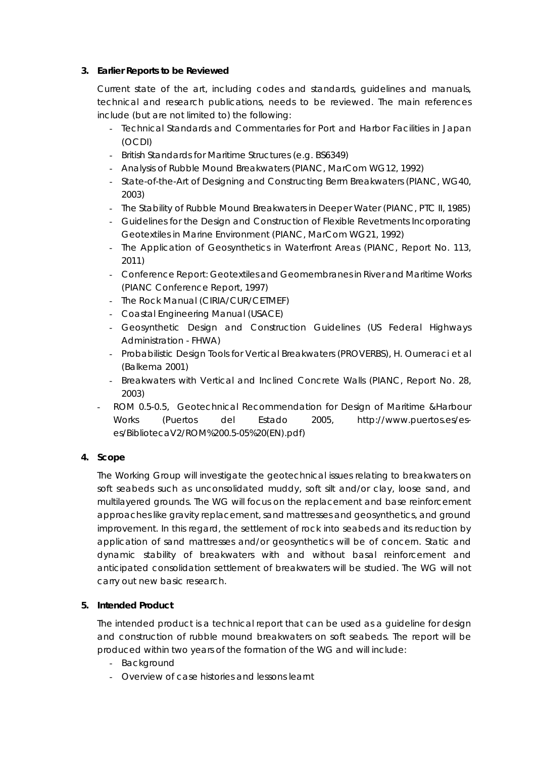## 3. Earlier Reports to be Reviewed

Current state of the art, including codes and standards, guidelines and manuals, technical and research publications, needs to be reviewed. The main references include (but are not limited to) the following:

- Technical Standards and Commentaries for Port and Harbor Facilities in Japan (OCDI)
- British Standards for Maritime Structures (e.g. BS6349)
- Analysis of Rubble Mound Breakwaters (PIANC, MarCom WG12, 1992)
- State-of-the-Art of Designing and Constructing Berm Breakwaters (PIANC, WG40, 2003)
- The Stability of Rubble Mound Breakwaters in Deeper Water (PIANC, PTC II, 1985)
- Guidelines for the Design and Construction of Flexible Revetments Incorporating Geotextiles in Marine Environment (PIANC, MarCom WG21, 1992)
- The Application of Geosynthetics in Waterfront Areas (PIANC, Report No. 113, 2011)
- Conference Report: Geotextiles and Geomembranes in River and Maritime Works (PIANC Conference Report, 1997)
- The Rock Manual (CIRIA/CUR/CETMEF)
- Coastal Engineering Manual (USACE)
- Geosynthetic Design and Construction Guidelines (US Federal Highways Administration - FHWA)
- Probabilistic Design Tools for Vertical Breakwaters (PROVERBS), H. Oumeraci et al (Balkema 2001)
- Breakwaters with Vertical and Inclined Concrete Walls (PIANC, Report No. 28, 2003)
- ROM 0.5-0.5, Geotechnical Recommendation for Design of Maritime &Harbour Works (Puertos del Estado 2005, http://www.puertos.es/es-es/BibliotecaV2/ROM%200.5-05%20(EN).pdf)

## 4. Scope

The Working Group will investigate the geotechnical issues relating to breakwaters on soft seabeds such as unconsolidated muddy, soft silt and/or clay, loose sand, and multilayered grounds. The WG will focus on the replacement and base reinforcement approaches like gravity replacement, sand mattresses and geosynthetics, and ground improvement. In this regard, the settlement of rock into seabeds and its reduction by application of sand mattresses and/or geosynthetics will be of concern. Static and dynamic stability of breakwaters with and without basal reinforcement and anticipated consolidation settlement of breakwaters will be studied. The WG will not carry out new basic research.

## 5. Intended Product

The intended product is a technical report that can be used as a guideline for design and construction of rubble mound breakwaters on soft seabeds. The report will be produced within two years of the formation of the WG and will include:

- Background
- Overview of case histories and lessons learnt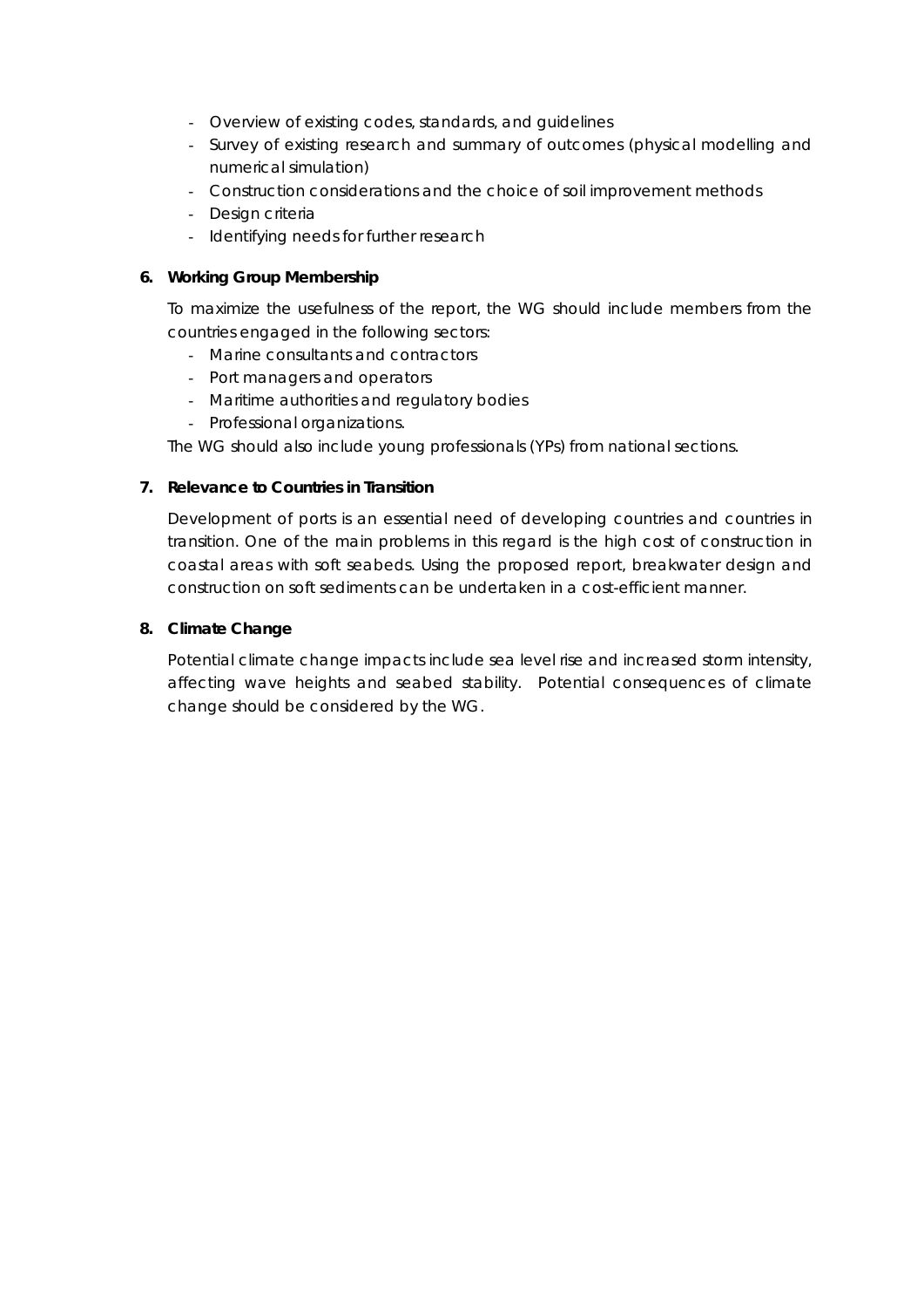- Overview of existing codes, standards, and guidelines
- Survey of existing research and summary of outcomes (physical modelling and numerical simulation)
- Construction considerations and the choice of soil improvement methods
- Design criteria
- Identifying needs for further research

**6. Working Group Membership**

To maximize the usefulness of the report, the WG should include members from the countries engaged in the following sectors:

- Marine consultants and contractors
- Port managers and operators
- Maritime authorities and regulatory bodies
- Professional organizations.

The WG should also include young professionals (YPs) from national sections.

**7. Relevance to Countries in Transition**

Development of ports is an essential need of developing countries and countries in transition. One of the main problems in this regard is the high cost of construction in coastal areas with soft seabeds. Using the proposed report, breakwater design and construction on soft sediments can be undertaken in a cost-efficient manner.

**8. Climate Change**

Potential climate change impacts include sea level rise and increased storm intensity, affecting wave heights and seabed stability. Potential consequences of climate change should be considered by the WG.